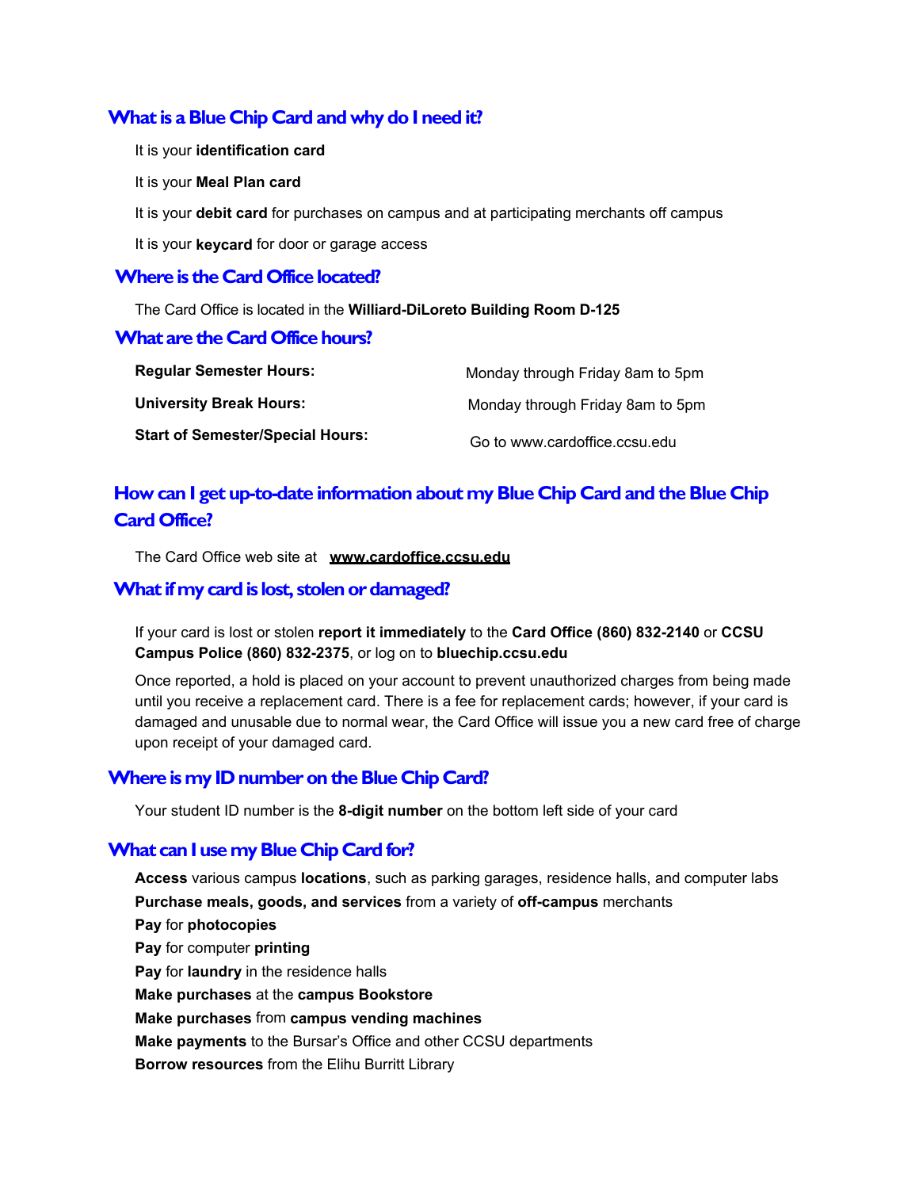## What is a Blue Chip Card and why do I need it?

It is your **identification card**

It is your **Meal Plan card**

It is your **debit card** for purchases on campus and at participating merchants off campus

It is your **keycard** for door or garage access

## Where is the Card Office located?

The Card Office is located in the **Williard-DiLoreto Building Room D-125**

## What are the Card Office hours?

| | |
|---|---|
| **Regular Semester Hours:** | Monday through Friday 8am to 5pm |
| **University Break Hours:** | Monday through Friday 8am to 5pm |
| **Start of Semester/Special Hours:** | Go to www.cardoffice.ccsu.edu |

## How can I get up-to-date information about my Blue Chip Card and the Blue Chip Card Office?

The Card Office web site at **www.cardoffice.ccsu.edu**

## What if my card is lost, stolen or damaged?

If your card is lost or stolen **report it immediately** to the **Card Office (860) 832-2140** or **CCSU Campus Police (860) 832-2375**, or log on to **bluechip.ccsu.edu**

Once reported, a hold is placed on your account to prevent unauthorized charges from being made until you receive a replacement card. There is a fee for replacement cards; however, if your card is damaged and unusable due to normal wear, the Card Office will issue you a new card free of charge upon receipt of your damaged card.

## Where is my ID number on the Blue Chip Card?

Your student ID number is the **8-digit number** on the bottom left side of your card

## What can I use my Blue Chip Card for?

**Access** various campus **locations**, such as parking garages, residence halls, and computer labs
**Purchase meals, goods, and services** from a variety of **off-campus** merchants
**Pay** for **photocopies**
**Pay** for computer **printing**
**Pay** for **laundry** in the residence halls
**Make purchases** at the **campus Bookstore**
**Make purchases** from **campus vending machines**
**Make payments** to the Bursar's Office and other CCSU departments
**Borrow resources** from the Elihu Burritt Library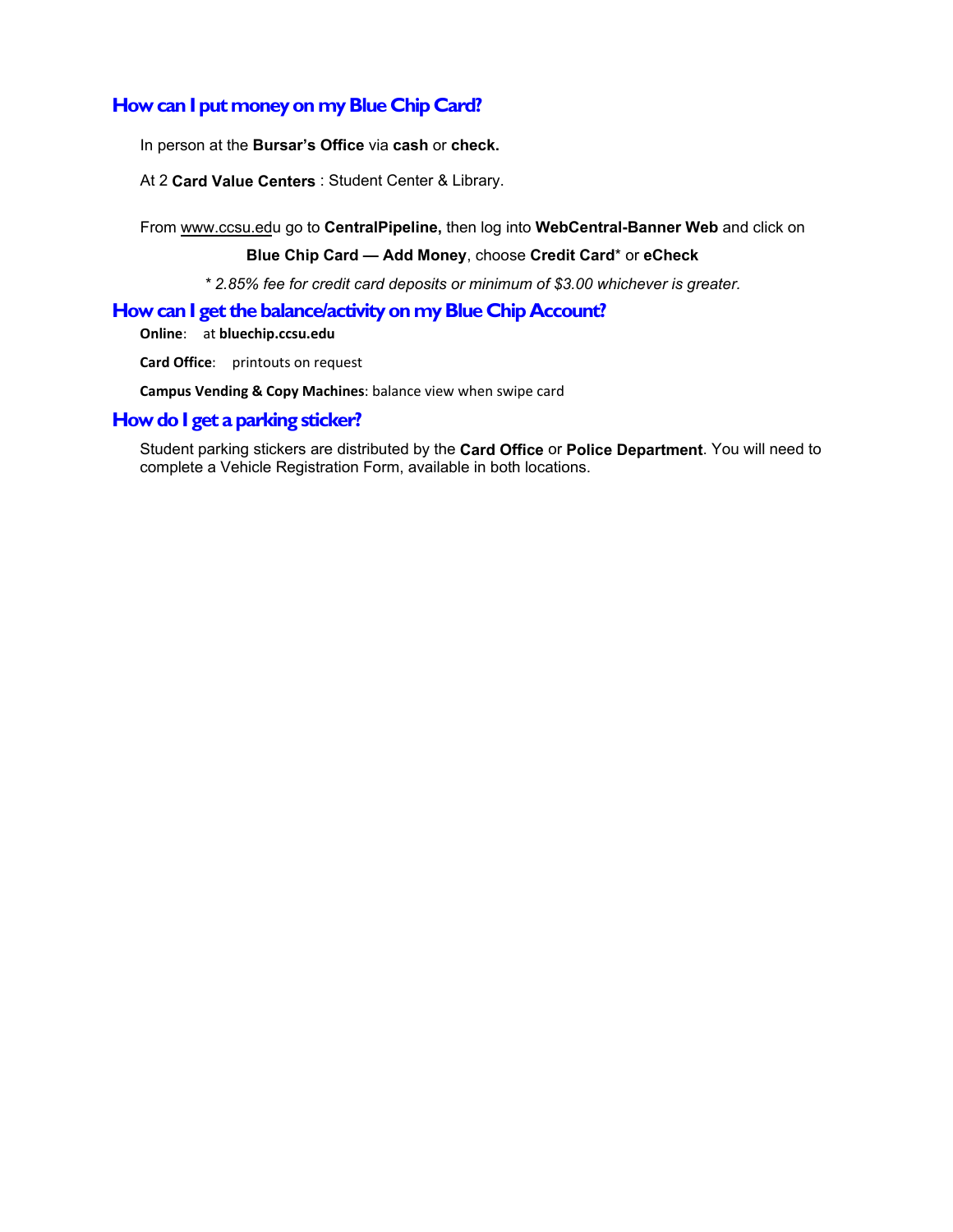## How can I put money on my Blue Chip Card?

In person at the **Bursar's Office** via **cash** or **check.**

At 2 **Card Value Centers** : Student Center & Library.

From www.ccsu.edu go to **CentralPipeline,** then log into **WebCentral-Banner Web** and click on

**Blue Chip Card — Add Money**, choose **Credit Card*** or **eCheck**

*\* 2.85% fee for credit card deposits or minimum of $3.00 whichever is greater.*

## How can I get the balance/activity on my Blue Chip Account?

**Online**: at **bluechip.ccsu.edu**

**Card Office**: printouts on request

**Campus Vending & Copy Machines**: balance view when swipe card

## How do I get a parking sticker?

Student parking stickers are distributed by the **Card Office** or **Police Department**. You will need to complete a Vehicle Registration Form, available in both locations.